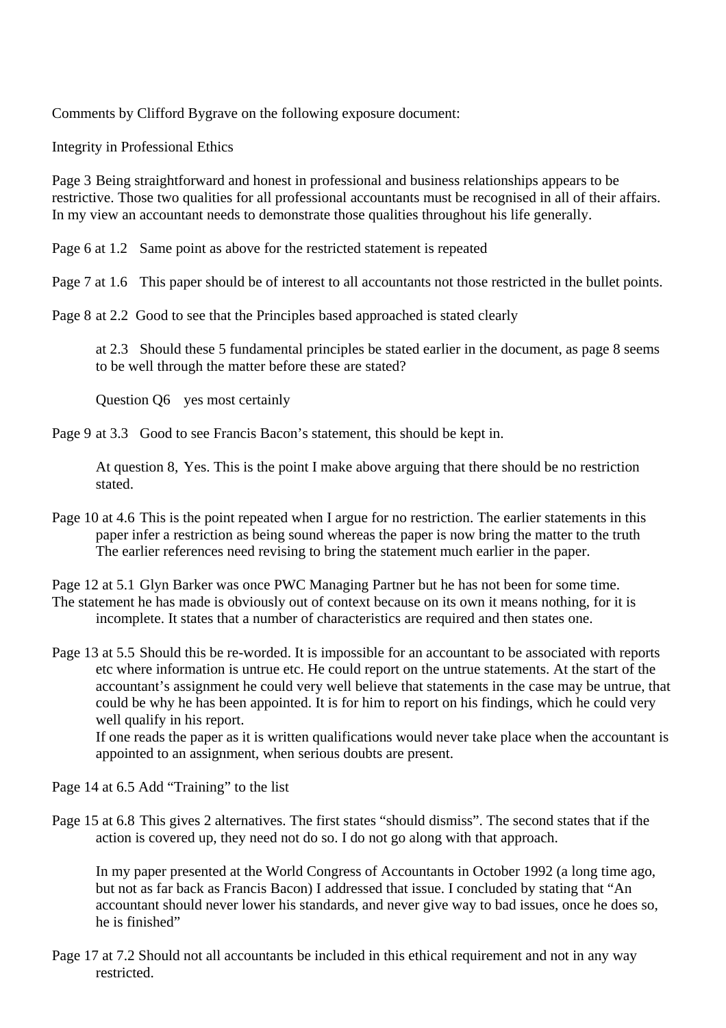Comments by Clifford Bygrave on the following exposure document:

Integrity in Professional Ethics

Page 3 Being straightforward and honest in professional and business relationships appears to be restrictive. Those two qualities for all professional accountants must be recognised in all of their affairs. In my view an accountant needs to demonstrate those qualities throughout his life generally.

Page 6 at 1.2 Same point as above for the restricted statement is repeated

Page 7 at 1.6 This paper should be of interest to all accountants not those restricted in the bullet points.

Page 8 at 2.2 Good to see that the Principles based approached is stated clearly

at 2.3 Should these 5 fundamental principles be stated earlier in the document, as page 8 seems to be well through the matter before these are stated?

Question Q6 yes most certainly

Page 9 at 3.3 Good to see Francis Bacon's statement, this should be kept in.

At question 8, Yes. This is the point I make above arguing that there should be no restriction stated.

Page 10 at 4.6 This is the point repeated when I argue for no restriction. The earlier statements in this paper infer a restriction as being sound whereas the paper is now bring the matter to the truth The earlier references need revising to bring the statement much earlier in the paper.

Page 12 at 5.1 Glyn Barker was once PWC Managing Partner but he has not been for some time. The statement he has made is obviously out of context because on its own it means nothing, for it is incomplete. It states that a number of characteristics are required and then states one.

Page 13 at 5.5 Should this be re-worded. It is impossible for an accountant to be associated with reports etc where information is untrue etc. He could report on the untrue statements. At the start of the accountant's assignment he could very well believe that statements in the case may be untrue, that could be why he has been appointed. It is for him to report on his findings, which he could very well qualify in his report.
If one reads the paper as it is written qualifications would never take place when the accountant is appointed to an assignment, when serious doubts are present.

Page 14 at 6.5 Add "Training" to the list

Page 15 at 6.8 This gives 2 alternatives. The first states "should dismiss". The second states that if the action is covered up, they need not do so. I do not go along with that approach.

In my paper presented at the World Congress of Accountants in October 1992 (a long time ago, but not as far back as Francis Bacon) I addressed that issue. I concluded by stating that "An accountant should never lower his standards, and never give way to bad issues, once he does so, he is finished"

Page 17 at 7.2 Should not all accountants be included in this ethical requirement and not in any way restricted.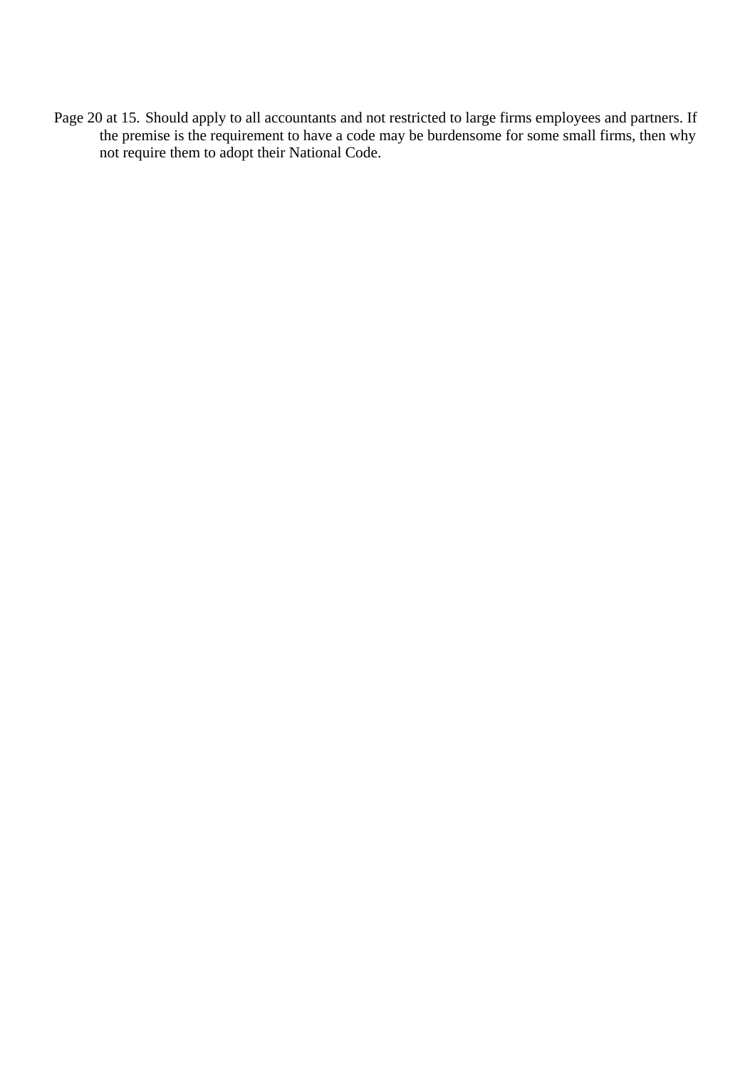Page 20 at 15. Should apply to all accountants and not restricted to large firms employees and partners. If the premise is the requirement to have a code may be burdensome for some small firms, then why not require them to adopt their National Code.